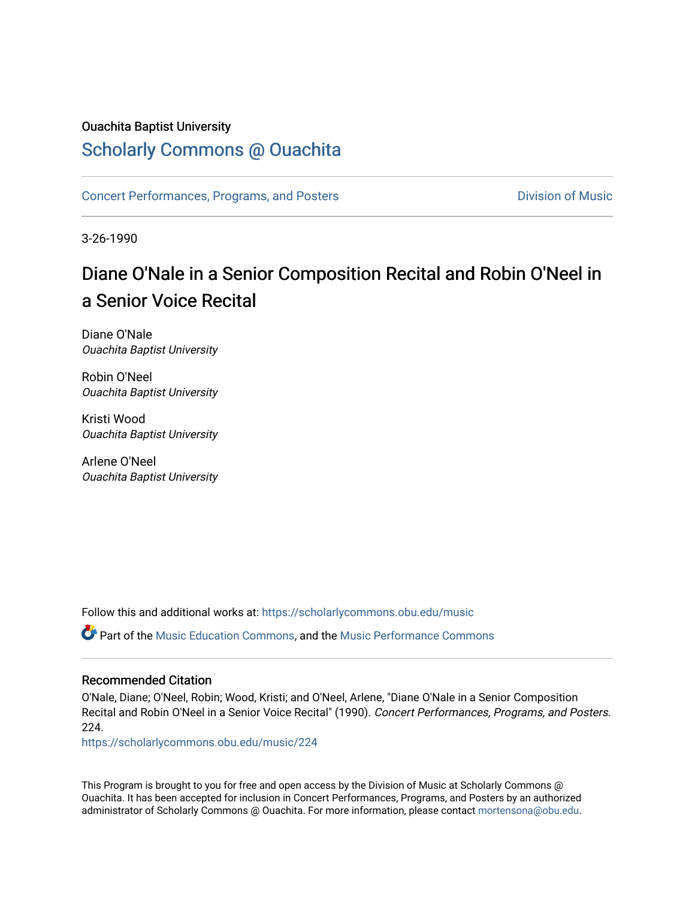Ouachita Baptist University

# Scholarly Commons @ Ouachita

Concert Performances, Programs, and Posters

Division of Music

3-26-1990

## Diane O'Nale in a Senior Composition Recital and Robin O'Neel in a Senior Voice Recital

Diane O'Nale
*Ouachita Baptist University*

Robin O'Neel
*Ouachita Baptist University*

Kristi Wood
*Ouachita Baptist University*

Arlene O'Neel
*Ouachita Baptist University*

Follow this and additional works at: https://scholarlycommons.obu.edu/music

Part of the Music Education Commons, and the Music Performance Commons

### Recommended Citation

O'Nale, Diane; O'Neel, Robin; Wood, Kristi; and O'Neel, Arlene, "Diane O'Nale in a Senior Composition Recital and Robin O'Neel in a Senior Voice Recital" (1990). *Concert Performances, Programs, and Posters*. 224.
https://scholarlycommons.obu.edu/music/224

This Program is brought to you for free and open access by the Division of Music at Scholarly Commons @ Ouachita. It has been accepted for inclusion in Concert Performances, Programs, and Posters by an authorized administrator of Scholarly Commons @ Ouachita. For more information, please contact mortensona@obu.edu.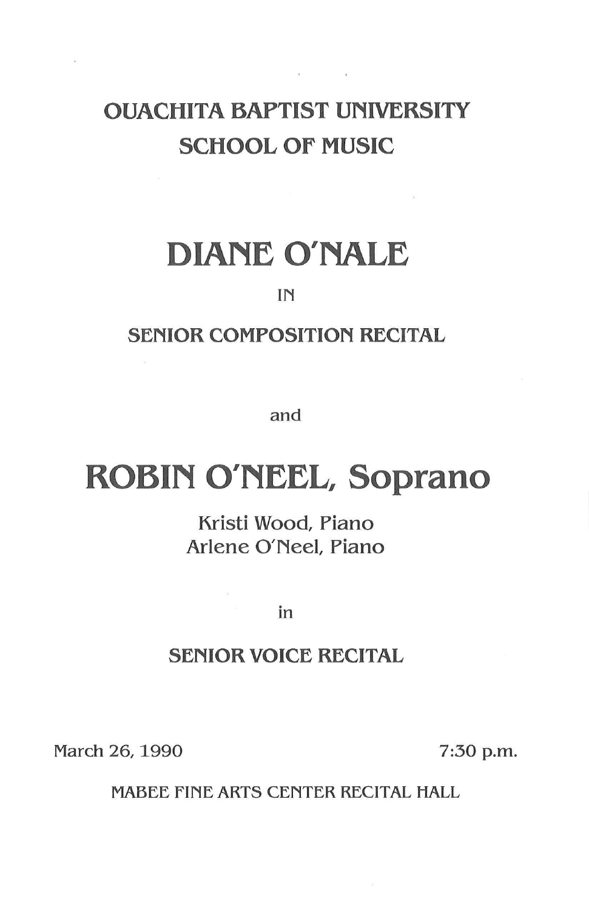OUACHITA BAPTIST UNIVERSITY
SCHOOL OF MUSIC

# DIANE O'NALE

IN

SENIOR COMPOSITION RECITAL

and

# ROBIN O'NEEL, Soprano

Kristi Wood, Piano
Arlene O'Neel, Piano

in

SENIOR VOICE RECITAL

March 26, 1990 7:30 p.m.

MABEE FINE ARTS CENTER RECITAL HALL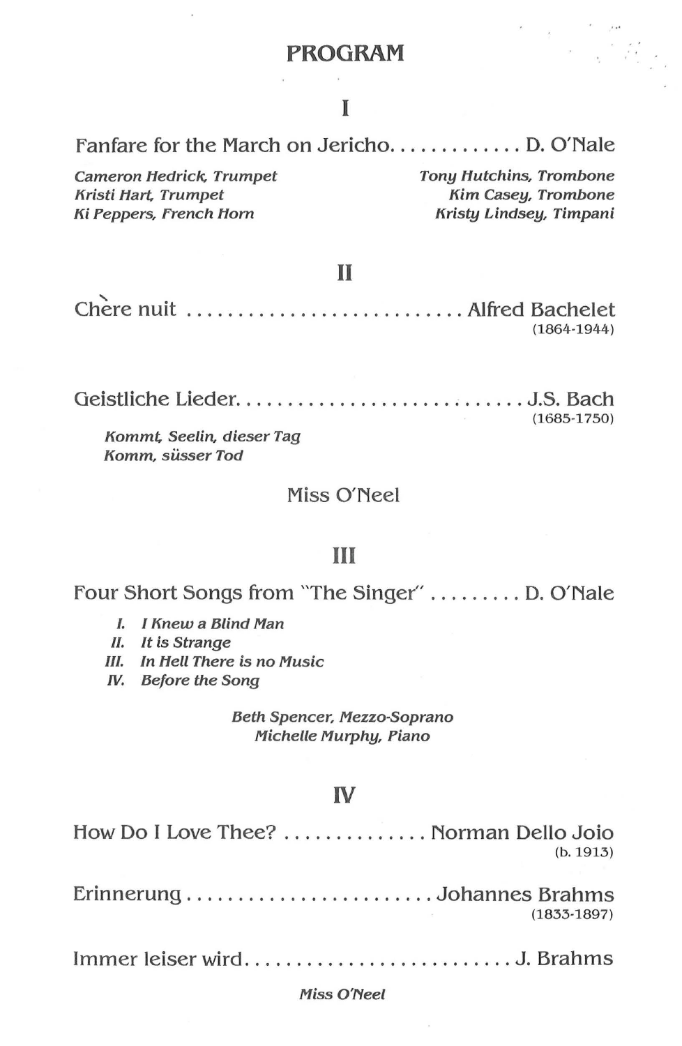# PROGRAM

## I

Fanfare for the March on Jericho............. D. O'Nale

*Cameron Hedrick, Trumpet*
*Kristi Hart, Trumpet*
*Ki Peppers, French Horn*
*Tony Hutchins, Trombone*
*Kim Casey, Trombone*
*Kristy Lindsey, Timpani*

## II

Chère nuit ............................ Alfred Bachelet
(1864-1944)

Geistliche Lieder............................ J.S. Bach
(1685-1750)

*Kommt, Seelin, dieser Tag*
*Komm, süsser Tod*

Miss O'Neel

## III

Four Short Songs from "The Singer" ......... D. O'Nale

*I. I Knew a Blind Man*
*II. It is Strange*
*III. In Hell There is no Music*
*IV. Before the Song*

*Beth Spencer, Mezzo-Soprano*
*Michelle Murphy, Piano*

## IV

How Do I Love Thee? .............. Norman Dello Joio
(b. 1913)

Erinnerung........................ Johannes Brahms
(1833-1897)

Immer leiser wird.......................... J. Brahms

*Miss O'Neel*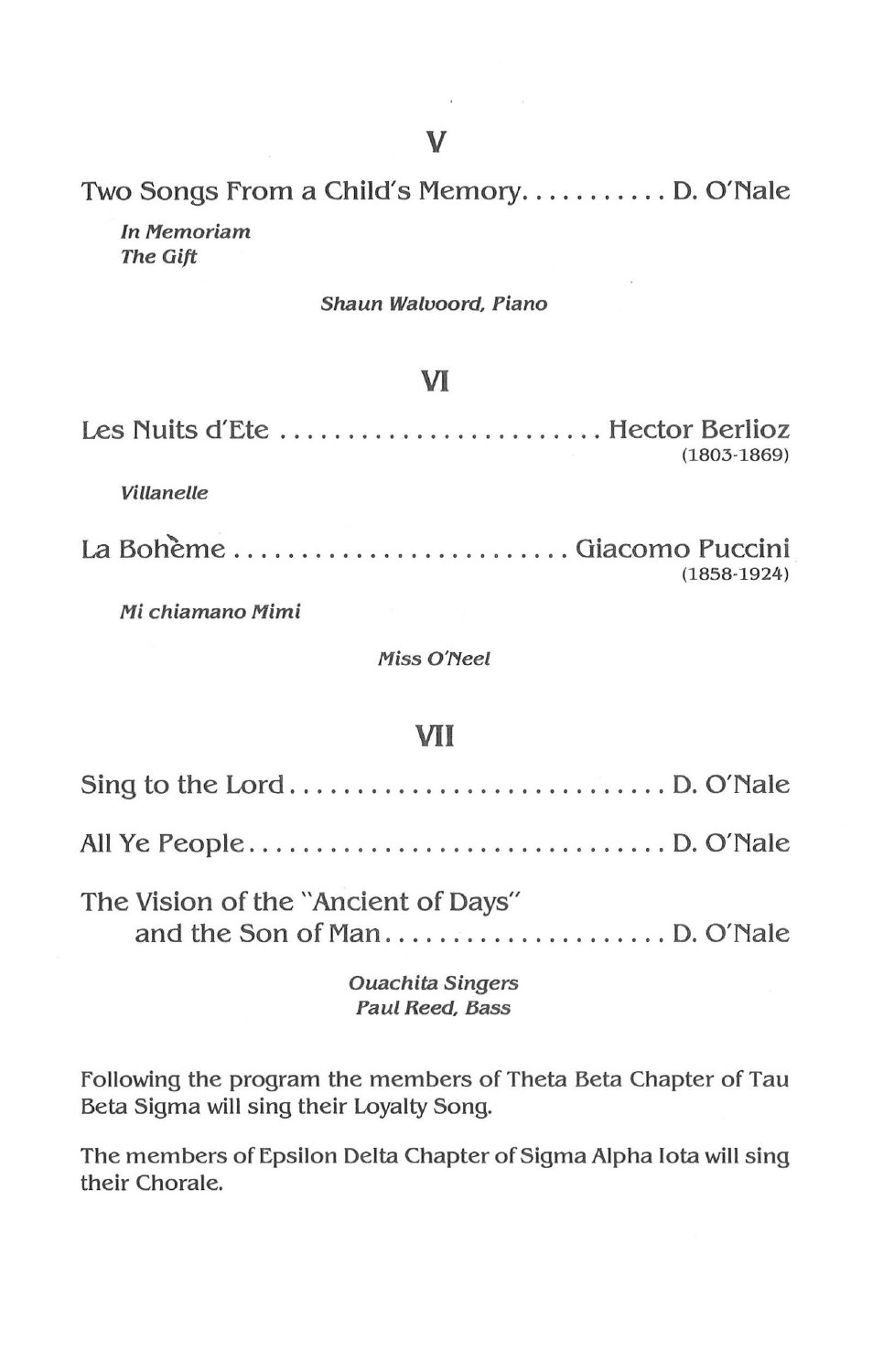## V

Two Songs From a Child's Memory........... D. O'Nale

*In Memoriam*
*The Gift*

*Shaun Walvoord, Piano*

## VI

Les Nuits d'Ete ........................ Hector Berlioz
(1803-1869)

*Villanelle*

La Bohème ........................ Giacomo Puccini
(1858-1924)

*Mi chiamano Mimi*

*Miss O'Neel*

## VII

Sing to the Lord............................ D. O'Nale

All Ye People............................... D. O'Nale

The Vision of the "Ancient of Days"
and the Son of Man..................... D. O'Nale

*Ouachita Singers*
*Paul Reed, Bass*

Following the program the members of Theta Beta Chapter of Tau Beta Sigma will sing their Loyalty Song.

The members of Epsilon Delta Chapter of Sigma Alpha Iota will sing their Chorale.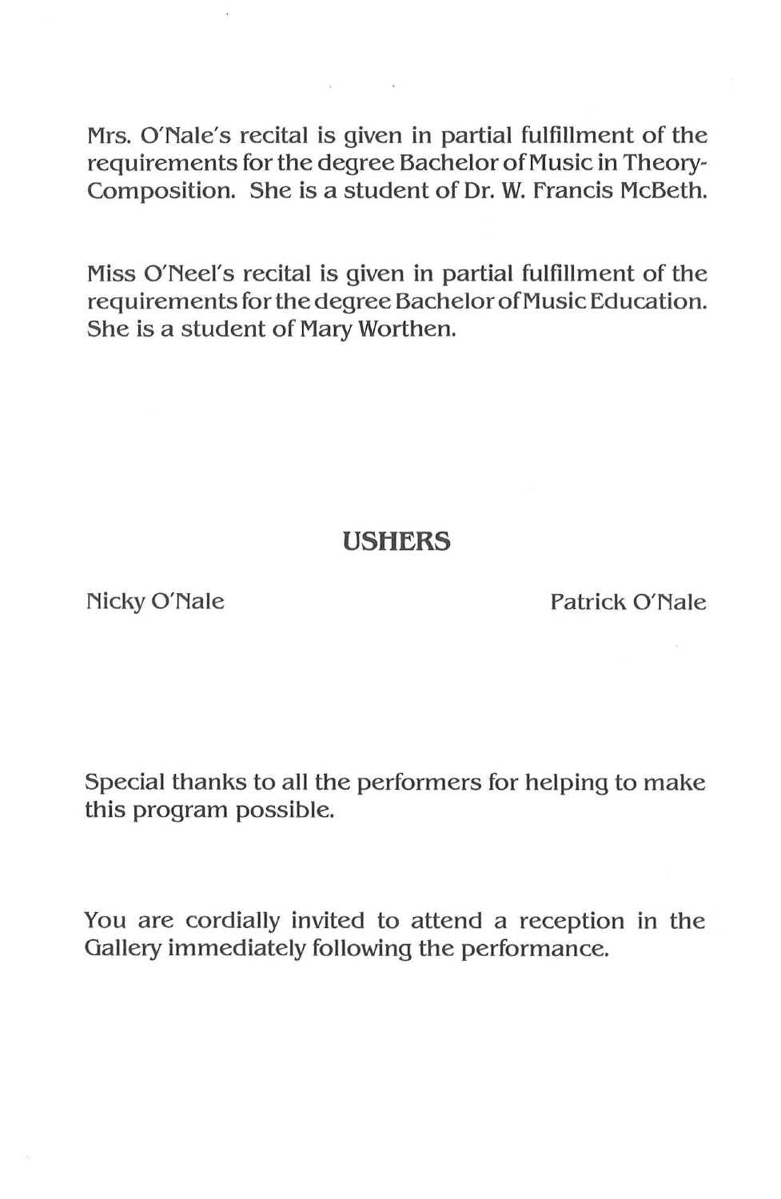Mrs. O'Nale's recital is given in partial fulfillment of the requirements for the degree Bachelor of Music in Theory-Composition. She is a student of Dr. W. Francis McBeth.

Miss O'Neel's recital is given in partial fulfillment of the requirements for the degree Bachelor of Music Education. She is a student of Mary Worthen.

## USHERS

Nicky O'Nale

Patrick O'Nale

Special thanks to all the performers for helping to make this program possible.

You are cordially invited to attend a reception in the Gallery immediately following the performance.